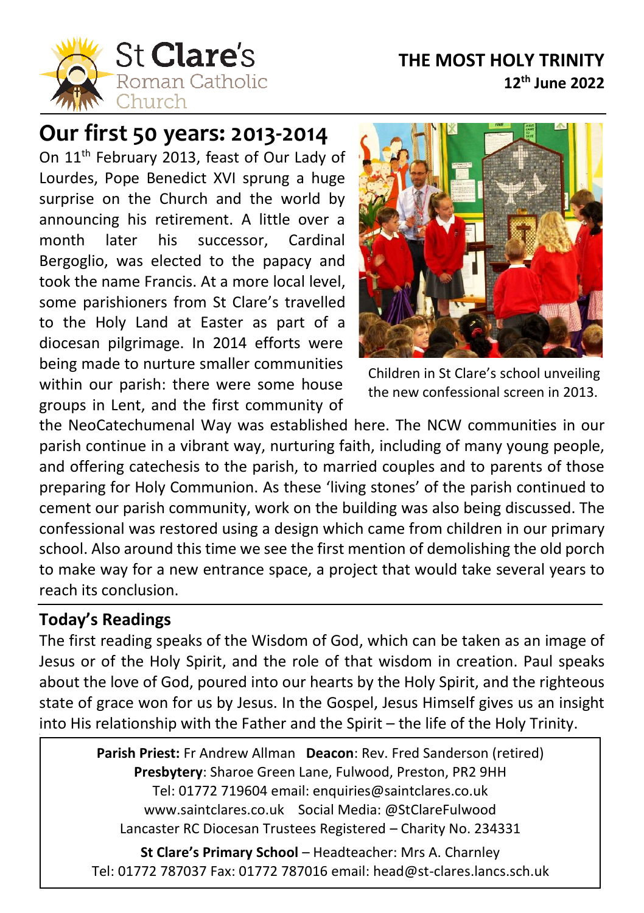St Clare's Roman Catholic Church

**THE MOST HOLY TRINITY**
**12th June 2022**

# Our first 50 years: 2013-2014

On 11th February 2013, feast of Our Lady of Lourdes, Pope Benedict XVI sprung a huge surprise on the Church and the world by announcing his retirement. A little over a month later his successor, Cardinal Bergoglio, was elected to the papacy and took the name Francis. At a more local level, some parishioners from St Clare's travelled to the Holy Land at Easter as part of a diocesan pilgrimage. In 2014 efforts were being made to nurture smaller communities within our parish: there were some house groups in Lent, and the first community of the NeoCatechumenal Way was established here. The NCW communities in our parish continue in a vibrant way, nurturing faith, including of many young people, and offering catechesis to the parish, to married couples and to parents of those preparing for Holy Communion. As these 'living stones' of the parish continued to cement our parish community, work on the building was also being discussed. The confessional was restored using a design which came from children in our primary school. Also around this time we see the first mention of demolishing the old porch to make way for a new entrance space, a project that would take several years to reach its conclusion.

Children in St Clare's school unveiling the new confessional screen in 2013.

## Today's Readings

The first reading speaks of the Wisdom of God, which can be taken as an image of Jesus or of the Holy Spirit, and the role of that wisdom in creation. Paul speaks about the love of God, poured into our hearts by the Holy Spirit, and the righteous state of grace won for us by Jesus. In the Gospel, Jesus Himself gives us an insight into His relationship with the Father and the Spirit – the life of the Holy Trinity.

**Parish Priest:** Fr Andrew Allman **Deacon**: Rev. Fred Sanderson (retired)
**Presbytery**: Sharoe Green Lane, Fulwood, Preston, PR2 9HH
Tel: 01772 719604 email: enquiries@saintclares.co.uk
www.saintclares.co.uk Social Media: @StClareFulwood
Lancaster RC Diocesan Trustees Registered – Charity No. 234331

**St Clare's Primary School** – Headteacher: Mrs A. Charnley
Tel: 01772 787037 Fax: 01772 787016 email: head@st-clares.lancs.sch.uk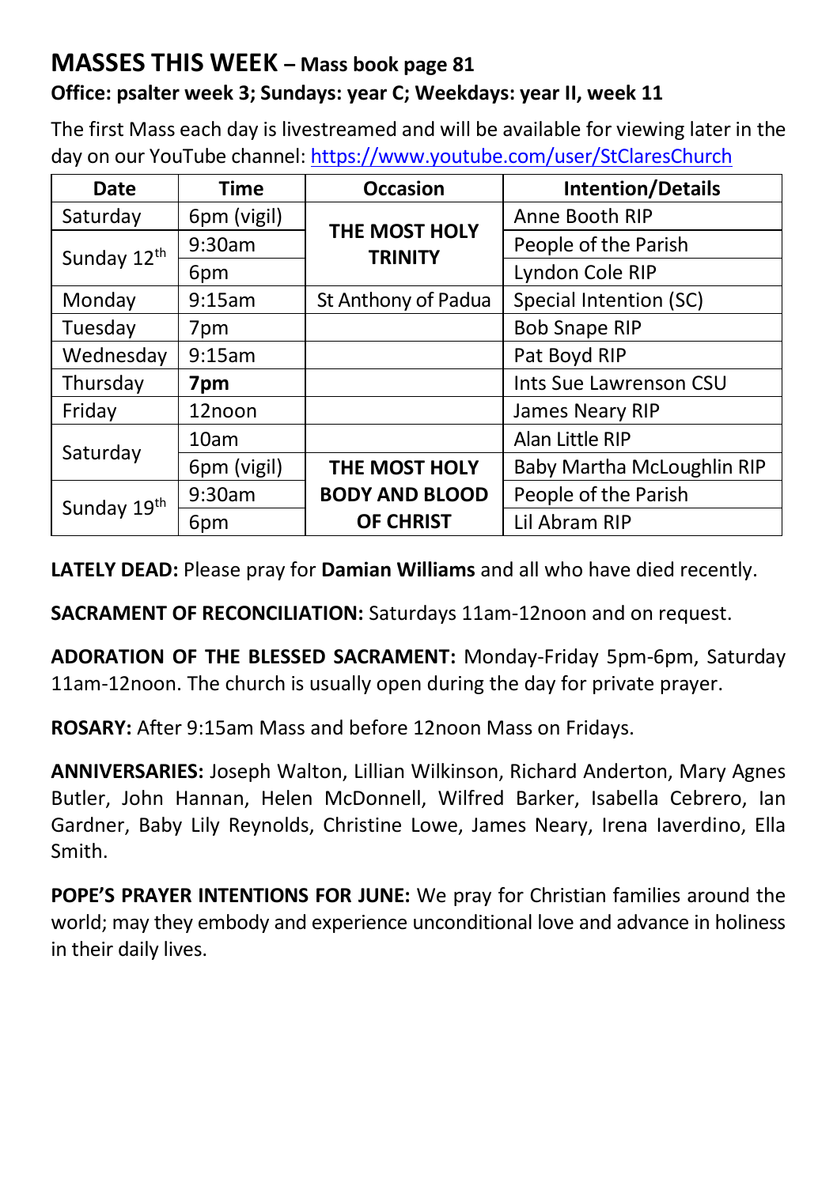## MASSES THIS WEEK – Mass book page 81

**Office: psalter week 3; Sundays: year C; Weekdays: year II, week 11**

The first Mass each day is livestreamed and will be available for viewing later in the day on our YouTube channel: https://www.youtube.com/user/StClaresChurch

| Date | Time | Occasion | Intention/Details |
|---|---|---|---|
| Saturday | 6pm (vigil) | **THE MOST HOLY TRINITY** | Anne Booth RIP |
| Sunday 12th | 9:30am | | People of the Parish |
| | 6pm | | Lyndon Cole RIP |
| Monday | 9:15am | St Anthony of Padua | Special Intention (SC) |
| Tuesday | 7pm | | Bob Snape RIP |
| Wednesday | 9:15am | | Pat Boyd RIP |
| Thursday | **7pm** | | Ints Sue Lawrenson CSU |
| Friday | 12noon | | James Neary RIP |
| Saturday | 10am | | Alan Little RIP |
| | 6pm (vigil) | **THE MOST HOLY BODY AND BLOOD OF CHRIST** | Baby Martha McLoughlin RIP |
| Sunday 19th | 9:30am | | People of the Parish |
| | 6pm | | Lil Abram RIP |

**LATELY DEAD:** Please pray for **Damian Williams** and all who have died recently.

**SACRAMENT OF RECONCILIATION:** Saturdays 11am-12noon and on request.

**ADORATION OF THE BLESSED SACRAMENT:** Monday-Friday 5pm-6pm, Saturday 11am-12noon. The church is usually open during the day for private prayer.

**ROSARY:** After 9:15am Mass and before 12noon Mass on Fridays.

**ANNIVERSARIES:** Joseph Walton, Lillian Wilkinson, Richard Anderton, Mary Agnes Butler, John Hannan, Helen McDonnell, Wilfred Barker, Isabella Cebrero, Ian Gardner, Baby Lily Reynolds, Christine Lowe, James Neary, Irena Iaverdino, Ella Smith.

**POPE'S PRAYER INTENTIONS FOR JUNE:** We pray for Christian families around the world; may they embody and experience unconditional love and advance in holiness in their daily lives.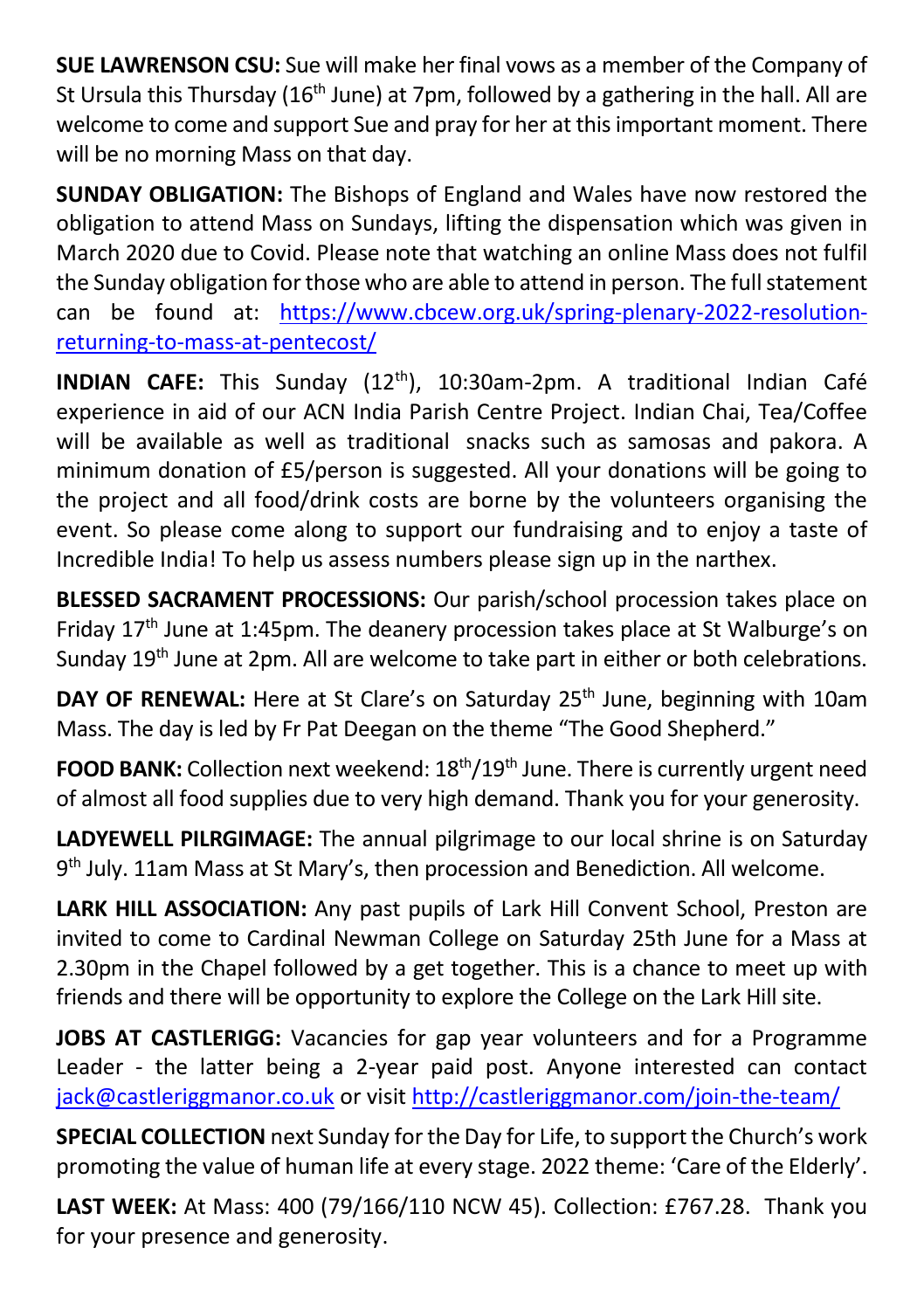**SUE LAWRENSON CSU:** Sue will make her final vows as a member of the Company of St Ursula this Thursday (16th June) at 7pm, followed by a gathering in the hall. All are welcome to come and support Sue and pray for her at this important moment. There will be no morning Mass on that day.

**SUNDAY OBLIGATION:** The Bishops of England and Wales have now restored the obligation to attend Mass on Sundays, lifting the dispensation which was given in March 2020 due to Covid. Please note that watching an online Mass does not fulfil the Sunday obligation for those who are able to attend in person. The full statement can be found at: https://www.cbcew.org.uk/spring-plenary-2022-resolution-returning-to-mass-at-pentecost/

**INDIAN CAFE:** This Sunday (12th), 10:30am-2pm. A traditional Indian Café experience in aid of our ACN India Parish Centre Project. Indian Chai, Tea/Coffee will be available as well as traditional snacks such as samosas and pakora. A minimum donation of £5/person is suggested. All your donations will be going to the project and all food/drink costs are borne by the volunteers organising the event. So please come along to support our fundraising and to enjoy a taste of Incredible India! To help us assess numbers please sign up in the narthex.

**BLESSED SACRAMENT PROCESSIONS:** Our parish/school procession takes place on Friday 17th June at 1:45pm. The deanery procession takes place at St Walburge's on Sunday 19th June at 2pm. All are welcome to take part in either or both celebrations.

**DAY OF RENEWAL:** Here at St Clare's on Saturday 25th June, beginning with 10am Mass. The day is led by Fr Pat Deegan on the theme "The Good Shepherd."

**FOOD BANK:** Collection next weekend: 18th/19th June. There is currently urgent need of almost all food supplies due to very high demand. Thank you for your generosity.

**LADYEWELL PILRGIMAGE:** The annual pilgrimage to our local shrine is on Saturday 9th July. 11am Mass at St Mary's, then procession and Benediction. All welcome.

**LARK HILL ASSOCIATION:** Any past pupils of Lark Hill Convent School, Preston are invited to come to Cardinal Newman College on Saturday 25th June for a Mass at 2.30pm in the Chapel followed by a get together. This is a chance to meet up with friends and there will be opportunity to explore the College on the Lark Hill site.

**JOBS AT CASTLERIGG:** Vacancies for gap year volunteers and for a Programme Leader - the latter being a 2-year paid post. Anyone interested can contact jack@castleriggmanor.co.uk or visit http://castleriggmanor.com/join-the-team/

**SPECIAL COLLECTION** next Sunday for the Day for Life, to support the Church's work promoting the value of human life at every stage. 2022 theme: 'Care of the Elderly'.

**LAST WEEK:** At Mass: 400 (79/166/110 NCW 45). Collection: £767.28. Thank you for your presence and generosity.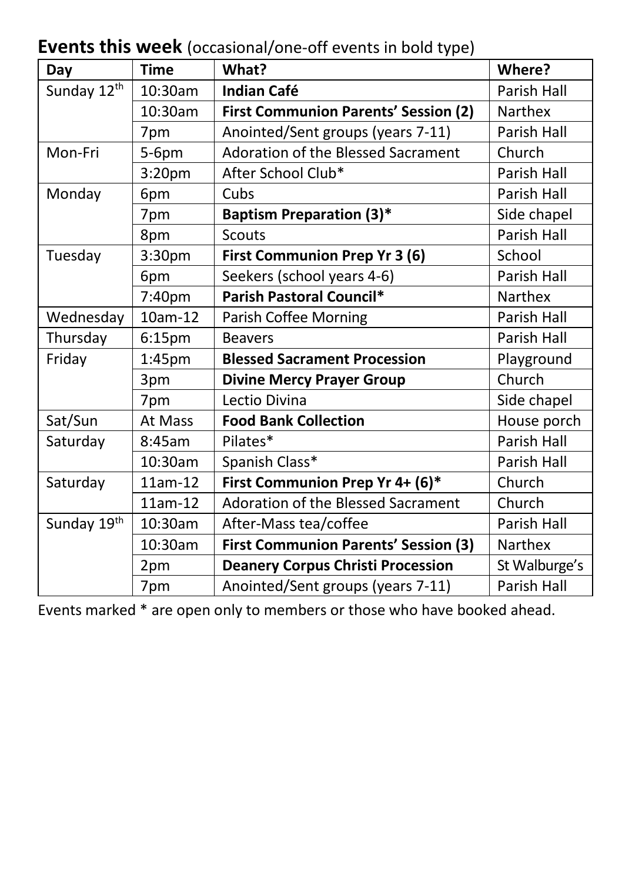**Events this week** (occasional/one-off events in bold type)

| Day | Time | What? | Where? |
|---|---|---|---|
| Sunday 12th | 10:30am | **Indian Café** | Parish Hall |
| | 10:30am | **First Communion Parents' Session (2)** | Narthex |
| | 7pm | Anointed/Sent groups (years 7-11) | Parish Hall |
| Mon-Fri | 5-6pm | Adoration of the Blessed Sacrament | Church |
| | 3:20pm | After School Club* | Parish Hall |
| Monday | 6pm | Cubs | Parish Hall |
| | 7pm | **Baptism Preparation (3)*** | Side chapel |
| | 8pm | Scouts | Parish Hall |
| Tuesday | 3:30pm | **First Communion Prep Yr 3 (6)** | School |
| | 6pm | Seekers (school years 4-6) | Parish Hall |
| | 7:40pm | **Parish Pastoral Council*** | Narthex |
| Wednesday | 10am-12 | Parish Coffee Morning | Parish Hall |
| Thursday | 6:15pm | Beavers | Parish Hall |
| Friday | 1:45pm | **Blessed Sacrament Procession** | Playground |
| | 3pm | **Divine Mercy Prayer Group** | Church |
| | 7pm | Lectio Divina | Side chapel |
| Sat/Sun | At Mass | **Food Bank Collection** | House porch |
| Saturday | 8:45am | Pilates* | Parish Hall |
| | 10:30am | Spanish Class* | Parish Hall |
| Saturday | 11am-12 | **First Communion Prep Yr 4+ (6)*** | Church |
| | 11am-12 | Adoration of the Blessed Sacrament | Church |
| Sunday 19th | 10:30am | After-Mass tea/coffee | Parish Hall |
| | 10:30am | **First Communion Parents' Session (3)** | Narthex |
| | 2pm | **Deanery Corpus Christi Procession** | St Walburge's |
| | 7pm | Anointed/Sent groups (years 7-11) | Parish Hall |

Events marked * are open only to members or those who have booked ahead.